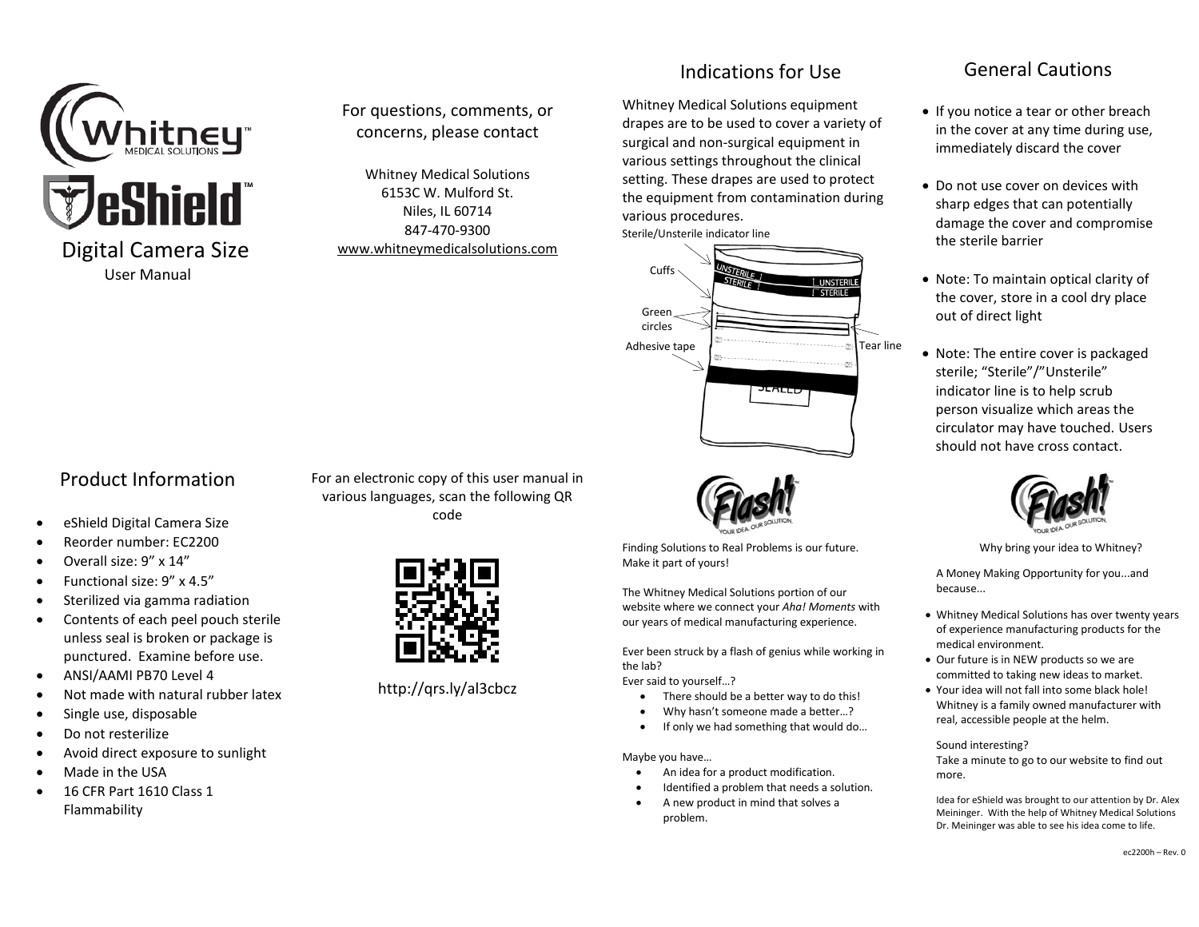# Whitney Medical Solutions™

# eShield™

## Digital Camera Size

User Manual

For questions, comments, or concerns, please contact

Whitney Medical Solutions
6153C W. Mulford St.
Niles, IL 60714
847-470-9300
www.whitneymedicalsolutions.com

## Product Information

- eShield Digital Camera Size
- Reorder number: EC2200
- Overall size: 9" x 14"
- Functional size: 9" x 4.5"
- Sterilized via gamma radiation
- Contents of each peel pouch sterile unless seal is broken or package is punctured. Examine before use.
- ANSI/AAMI PB70 Level 4
- Not made with natural rubber latex
- Single use, disposable
- Do not resterilize
- Avoid direct exposure to sunlight
- Made in the USA
- 16 CFR Part 1610 Class 1 Flammability

For an electronic copy of this user manual in various languages, scan the following QR code

http://qrs.ly/al3cbcz

## Indications for Use

Whitney Medical Solutions equipment drapes are to be used to cover a variety of surgical and non-surgical equipment in various settings throughout the clinical setting. These drapes are used to protect the equipment from contamination during various procedures.

Sterile/Unsterile indicator line

Cuffs

Green circles

Adhesive tape

Tear line

UNSTERILE | STERILE

SEALED

## General Cautions

- If you notice a tear or other breach in the cover at any time during use, immediately discard the cover
- Do not use cover on devices with sharp edges that can potentially damage the cover and compromise the sterile barrier
- Note: To maintain optical clarity of the cover, store in a cool dry place out of direct light
- Note: The entire cover is packaged sterile; "Sterile"/"Unsterile" indicator line is to help scrub person visualize which areas the circulator may have touched. Users should not have cross contact.

**Flash!™** YOUR IDEA. OUR SOLUTION.

Finding Solutions to Real Problems is our future. Make it part of yours!

The Whitney Medical Solutions portion of our website where we connect your *Aha! Moments* with our years of medical manufacturing experience.

Ever been struck by a flash of genius while working in the lab?
Ever said to yourself…?

- There should be a better way to do this!
- Why hasn't someone made a better…?
- If only we had something that would do…

Maybe you have…

- An idea for a product modification.
- Identified a problem that needs a solution.
- A new product in mind that solves a problem.

**Flash!™** YOUR IDEA. OUR SOLUTION.

Why bring your idea to Whitney?

A Money Making Opportunity for you...and because...

- Whitney Medical Solutions has over twenty years of experience manufacturing products for the medical environment.
- Our future is in NEW products so we are committed to taking new ideas to market.
- Your idea will not fall into some black hole! Whitney is a family owned manufacturer with real, accessible people at the helm.

Sound interesting?
Take a minute to go to our website to find out more.

Idea for eShield was brought to our attention by Dr. Alex Meininger. With the help of Whitney Medical Solutions Dr. Meininger was able to see his idea come to life.

ec2200h – Rev. 0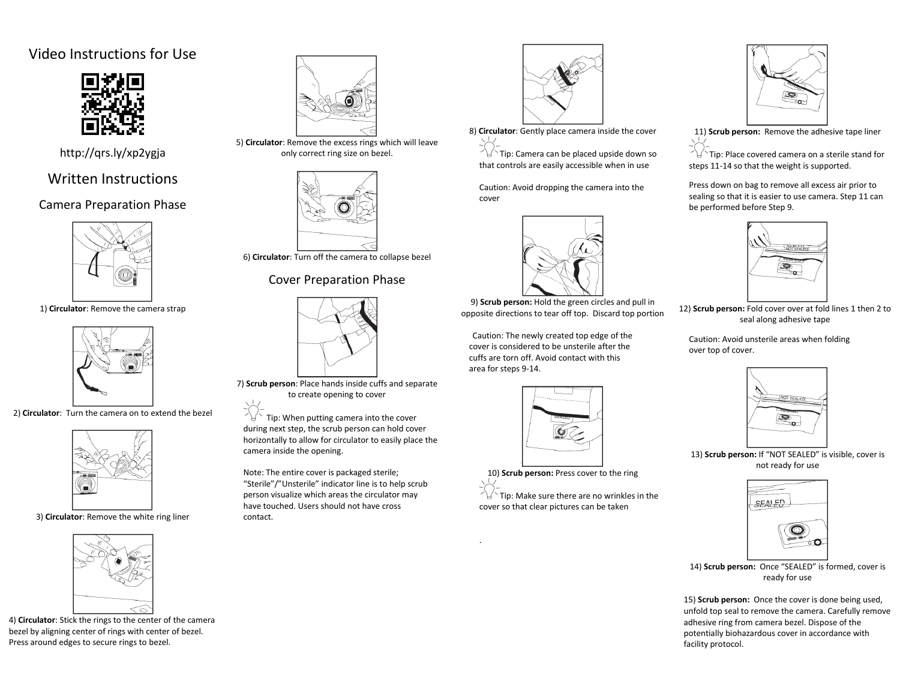# Video Instructions for Use

http://qrs.ly/xp2ygja

# Written Instructions

## Camera Preparation Phase

1) **Circulator**: Remove the camera strap

2) **Circulator**: Turn the camera on to extend the bezel

3) **Circulator**: Remove the white ring liner

4) **Circulator**: Stick the rings to the center of the camera bezel by aligning center of rings with center of bezel. Press around edges to secure rings to bezel.

5) **Circulator**: Remove the excess rings which will leave only correct ring size on bezel.

6) **Circulator**: Turn off the camera to collapse bezel

## Cover Preparation Phase

7) **Scrub person**: Place hands inside cuffs and separate to create opening to cover

Tip: When putting camera into the cover during next step, the scrub person can hold cover horizontally to allow for circulator to easily place the camera inside the opening.

Note: The entire cover is packaged sterile; "Sterile"/"Unsterile" indicator line is to help scrub person visualize which areas the circulator may have touched. Users should not have cross contact.

8) **Circulator**: Gently place camera inside the cover

Tip: Camera can be placed upside down so that controls are easily accessible when in use

Caution: Avoid dropping the camera into the cover

9) **Scrub person:** Hold the green circles and pull in opposite directions to tear off top. Discard top portion

Caution: The newly created top edge of the cover is considered to be unsterile after the cuffs are torn off. Avoid contact with this area for steps 9-14.

10) **Scrub person:** Press cover to the ring

Tip: Make sure there are no wrinkles in the cover so that clear pictures can be taken

11) **Scrub person:** Remove the adhesive tape liner

Tip: Place covered camera on a sterile stand for steps 11-14 so that the weight is supported.

Press down on bag to remove all excess air prior to sealing so that it is easier to use camera. Step 11 can be performed before Step 9.

12) **Scrub person:** Fold cover over at fold lines 1 then 2 to seal along adhesive tape

Caution: Avoid unsterile areas when folding over top of cover.

13) **Scrub person:** If "NOT SEALED" is visible, cover is not ready for use

14) **Scrub person:** Once "SEALED" is formed, cover is ready for use

15) **Scrub person:** Once the cover is done being used, unfold top seal to remove the camera. Carefully remove adhesive ring from camera bezel. Dispose of the potentially biohazardous cover in accordance with facility protocol.